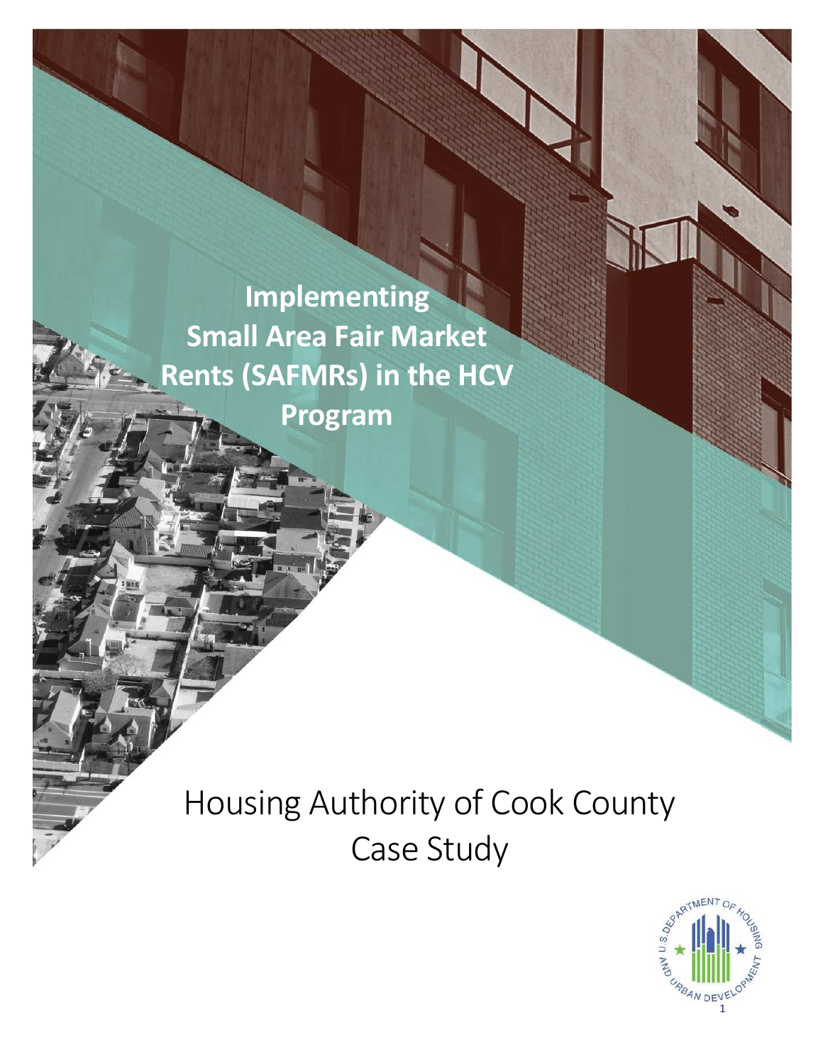# Implementing Small Area Fair Market Rents (SAFMRs) in the HCV Program

## Housing Authority of Cook County Case Study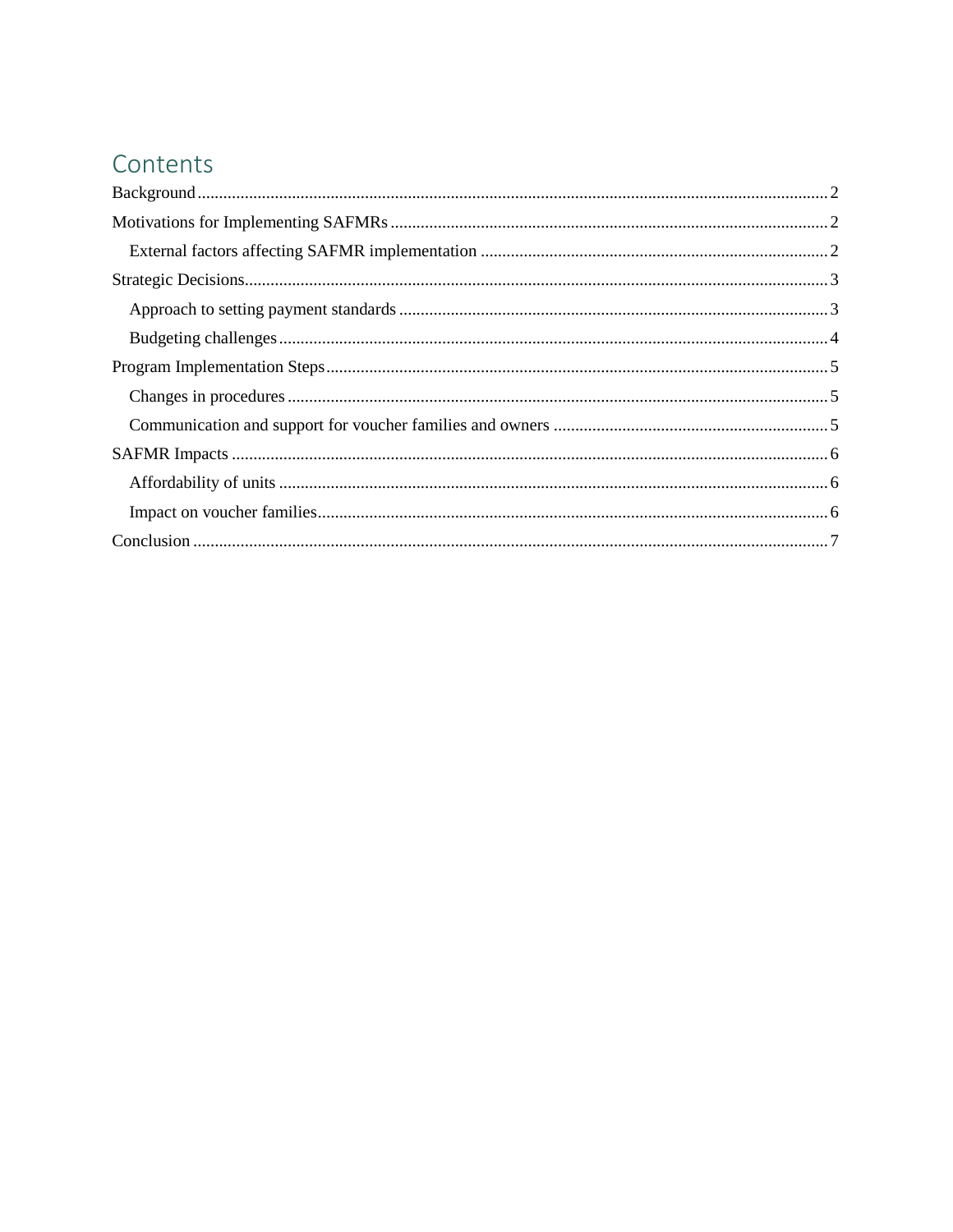# Contents

- Background ........ 2
- Motivations for Implementing SAFMRs ........ 2
  - External factors affecting SAFMR implementation ........ 2
- Strategic Decisions ........ 3
  - Approach to setting payment standards ........ 3
  - Budgeting challenges ........ 4
- Program Implementation Steps ........ 5
  - Changes in procedures ........ 5
  - Communication and support for voucher families and owners ........ 5
- SAFMR Impacts ........ 6
  - Affordability of units ........ 6
  - Impact on voucher families ........ 6
- Conclusion ........ 7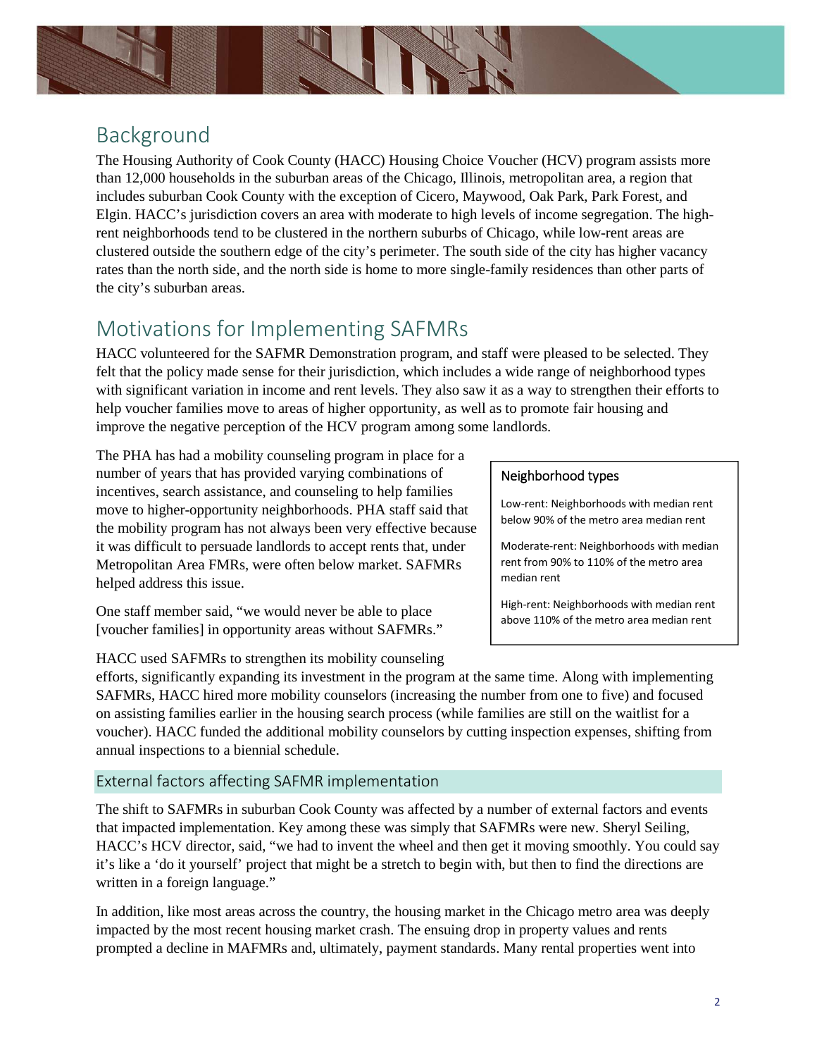## Background

The Housing Authority of Cook County (HACC) Housing Choice Voucher (HCV) program assists more than 12,000 households in the suburban areas of the Chicago, Illinois, metropolitan area, a region that includes suburban Cook County with the exception of Cicero, Maywood, Oak Park, Park Forest, and Elgin. HACC's jurisdiction covers an area with moderate to high levels of income segregation. The high-rent neighborhoods tend to be clustered in the northern suburbs of Chicago, while low-rent areas are clustered outside the southern edge of the city's perimeter. The south side of the city has higher vacancy rates than the north side, and the north side is home to more single-family residences than other parts of the city's suburban areas.

## Motivations for Implementing SAFMRs

HACC volunteered for the SAFMR Demonstration program, and staff were pleased to be selected. They felt that the policy made sense for their jurisdiction, which includes a wide range of neighborhood types with significant variation in income and rent levels. They also saw it as a way to strengthen their efforts to help voucher families move to areas of higher opportunity, as well as to promote fair housing and improve the negative perception of the HCV program among some landlords.

The PHA has had a mobility counseling program in place for a number of years that has provided varying combinations of incentives, search assistance, and counseling to help families move to higher-opportunity neighborhoods. PHA staff said that the mobility program has not always been very effective because it was difficult to persuade landlords to accept rents that, under Metropolitan Area FMRs, were often below market. SAFMRs helped address this issue.

One staff member said, "we would never be able to place [voucher families] in opportunity areas without SAFMRs."

> **Neighborhood types**
>
> Low-rent: Neighborhoods with median rent below 90% of the metro area median rent
>
> Moderate-rent: Neighborhoods with median rent from 90% to 110% of the metro area median rent
>
> High-rent: Neighborhoods with median rent above 110% of the metro area median rent

HACC used SAFMRs to strengthen its mobility counseling efforts, significantly expanding its investment in the program at the same time. Along with implementing SAFMRs, HACC hired more mobility counselors (increasing the number from one to five) and focused on assisting families earlier in the housing search process (while families are still on the waitlist for a voucher). HACC funded the additional mobility counselors by cutting inspection expenses, shifting from annual inspections to a biennial schedule.

### External factors affecting SAFMR implementation

The shift to SAFMRs in suburban Cook County was affected by a number of external factors and events that impacted implementation. Key among these was simply that SAFMRs were new. Sheryl Seiling, HACC's HCV director, said, "we had to invent the wheel and then get it moving smoothly. You could say it's like a 'do it yourself' project that might be a stretch to begin with, but then to find the directions are written in a foreign language."

In addition, like most areas across the country, the housing market in the Chicago metro area was deeply impacted by the most recent housing market crash. The ensuing drop in property values and rents prompted a decline in MAFMRs and, ultimately, payment standards. Many rental properties went into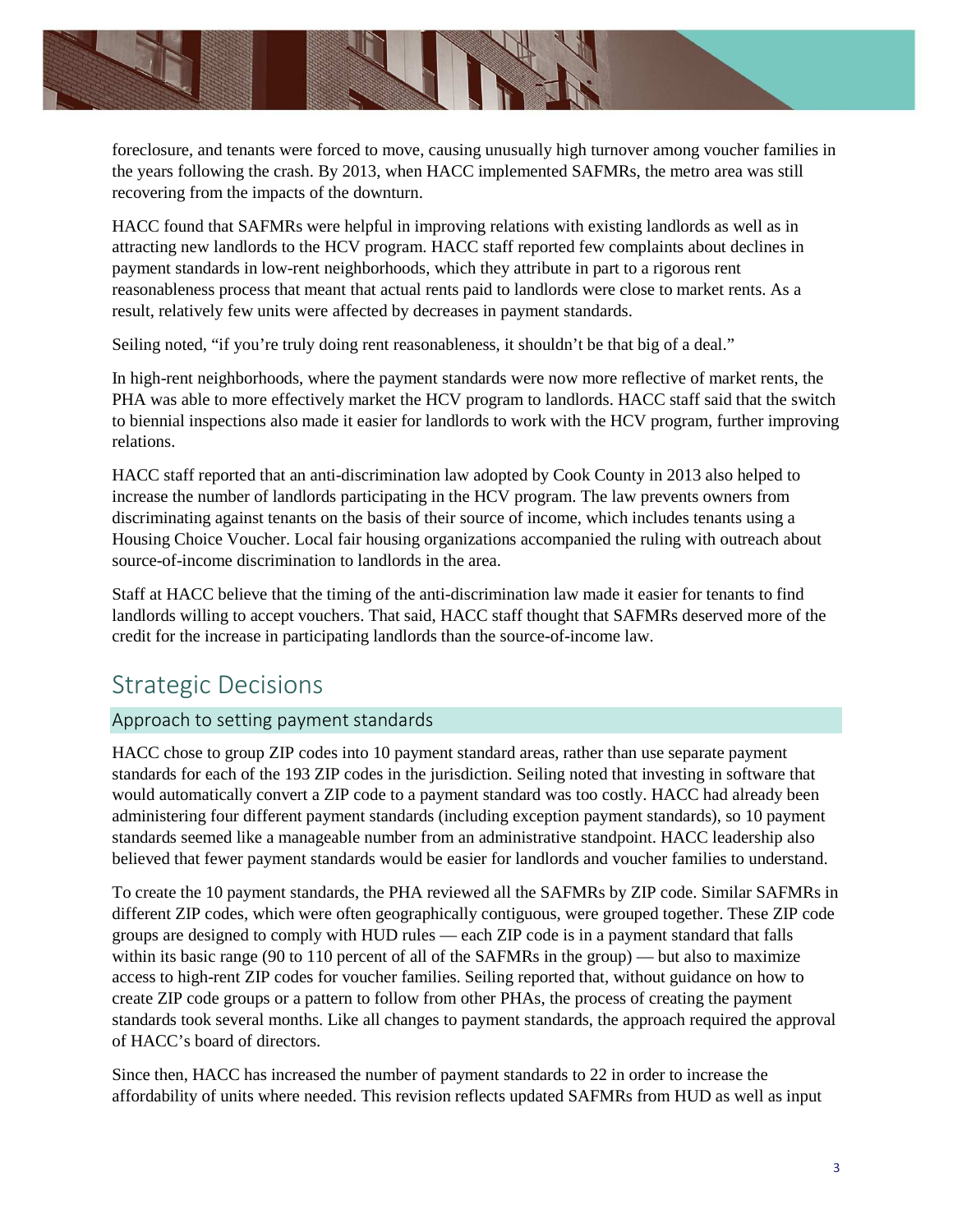foreclosure, and tenants were forced to move, causing unusually high turnover among voucher families in the years following the crash. By 2013, when HACC implemented SAFMRs, the metro area was still recovering from the impacts of the downturn.

HACC found that SAFMRs were helpful in improving relations with existing landlords as well as in attracting new landlords to the HCV program. HACC staff reported few complaints about declines in payment standards in low-rent neighborhoods, which they attribute in part to a rigorous rent reasonableness process that meant that actual rents paid to landlords were close to market rents. As a result, relatively few units were affected by decreases in payment standards.

Seiling noted, "if you're truly doing rent reasonableness, it shouldn't be that big of a deal."

In high-rent neighborhoods, where the payment standards were now more reflective of market rents, the PHA was able to more effectively market the HCV program to landlords. HACC staff said that the switch to biennial inspections also made it easier for landlords to work with the HCV program, further improving relations.

HACC staff reported that an anti-discrimination law adopted by Cook County in 2013 also helped to increase the number of landlords participating in the HCV program. The law prevents owners from discriminating against tenants on the basis of their source of income, which includes tenants using a Housing Choice Voucher. Local fair housing organizations accompanied the ruling with outreach about source-of-income discrimination to landlords in the area.

Staff at HACC believe that the timing of the anti-discrimination law made it easier for tenants to find landlords willing to accept vouchers. That said, HACC staff thought that SAFMRs deserved more of the credit for the increase in participating landlords than the source-of-income law.

## Strategic Decisions

### Approach to setting payment standards

HACC chose to group ZIP codes into 10 payment standard areas, rather than use separate payment standards for each of the 193 ZIP codes in the jurisdiction. Seiling noted that investing in software that would automatically convert a ZIP code to a payment standard was too costly. HACC had already been administering four different payment standards (including exception payment standards), so 10 payment standards seemed like a manageable number from an administrative standpoint. HACC leadership also believed that fewer payment standards would be easier for landlords and voucher families to understand.

To create the 10 payment standards, the PHA reviewed all the SAFMRs by ZIP code. Similar SAFMRs in different ZIP codes, which were often geographically contiguous, were grouped together. These ZIP code groups are designed to comply with HUD rules — each ZIP code is in a payment standard that falls within its basic range (90 to 110 percent of all of the SAFMRs in the group) — but also to maximize access to high-rent ZIP codes for voucher families. Seiling reported that, without guidance on how to create ZIP code groups or a pattern to follow from other PHAs, the process of creating the payment standards took several months. Like all changes to payment standards, the approach required the approval of HACC's board of directors.

Since then, HACC has increased the number of payment standards to 22 in order to increase the affordability of units where needed. This revision reflects updated SAFMRs from HUD as well as input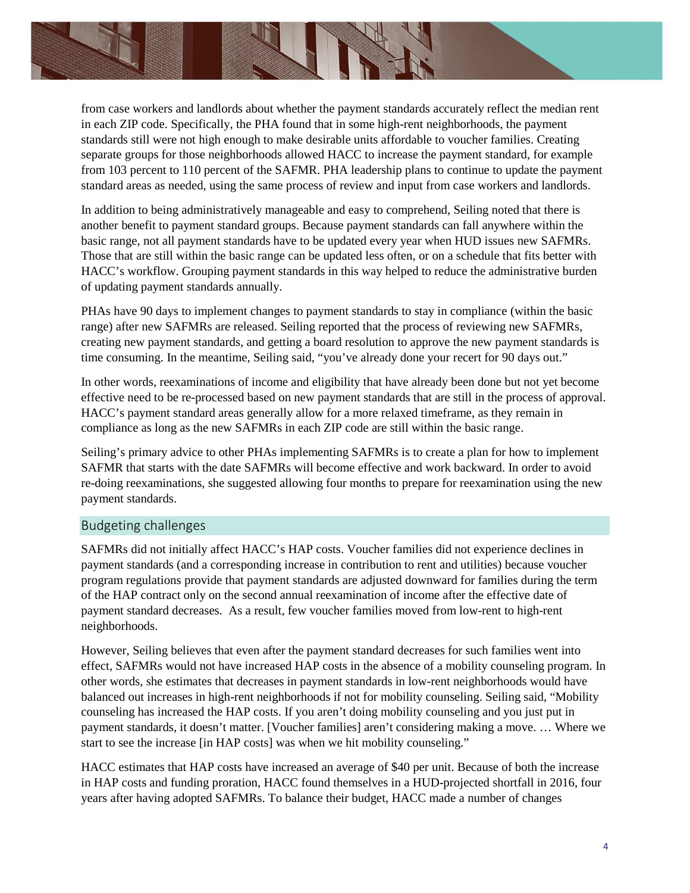from case workers and landlords about whether the payment standards accurately reflect the median rent in each ZIP code. Specifically, the PHA found that in some high-rent neighborhoods, the payment standards still were not high enough to make desirable units affordable to voucher families. Creating separate groups for those neighborhoods allowed HACC to increase the payment standard, for example from 103 percent to 110 percent of the SAFMR. PHA leadership plans to continue to update the payment standard areas as needed, using the same process of review and input from case workers and landlords.

In addition to being administratively manageable and easy to comprehend, Seiling noted that there is another benefit to payment standard groups. Because payment standards can fall anywhere within the basic range, not all payment standards have to be updated every year when HUD issues new SAFMRs. Those that are still within the basic range can be updated less often, or on a schedule that fits better with HACC's workflow. Grouping payment standards in this way helped to reduce the administrative burden of updating payment standards annually.

PHAs have 90 days to implement changes to payment standards to stay in compliance (within the basic range) after new SAFMRs are released. Seiling reported that the process of reviewing new SAFMRs, creating new payment standards, and getting a board resolution to approve the new payment standards is time consuming. In the meantime, Seiling said, "you've already done your recert for 90 days out."

In other words, reexaminations of income and eligibility that have already been done but not yet become effective need to be re-processed based on new payment standards that are still in the process of approval. HACC's payment standard areas generally allow for a more relaxed timeframe, as they remain in compliance as long as the new SAFMRs in each ZIP code are still within the basic range.

Seiling's primary advice to other PHAs implementing SAFMRs is to create a plan for how to implement SAFMR that starts with the date SAFMRs will become effective and work backward. In order to avoid re-doing reexaminations, she suggested allowing four months to prepare for reexamination using the new payment standards.

## Budgeting challenges

SAFMRs did not initially affect HACC's HAP costs. Voucher families did not experience declines in payment standards (and a corresponding increase in contribution to rent and utilities) because voucher program regulations provide that payment standards are adjusted downward for families during the term of the HAP contract only on the second annual reexamination of income after the effective date of payment standard decreases. As a result, few voucher families moved from low-rent to high-rent neighborhoods.

However, Seiling believes that even after the payment standard decreases for such families went into effect, SAFMRs would not have increased HAP costs in the absence of a mobility counseling program. In other words, she estimates that decreases in payment standards in low-rent neighborhoods would have balanced out increases in high-rent neighborhoods if not for mobility counseling. Seiling said, "Mobility counseling has increased the HAP costs. If you aren't doing mobility counseling and you just put in payment standards, it doesn't matter. [Voucher families] aren't considering making a move. … Where we start to see the increase [in HAP costs] was when we hit mobility counseling."

HACC estimates that HAP costs have increased an average of $40 per unit. Because of both the increase in HAP costs and funding proration, HACC found themselves in a HUD-projected shortfall in 2016, four years after having adopted SAFMRs. To balance their budget, HACC made a number of changes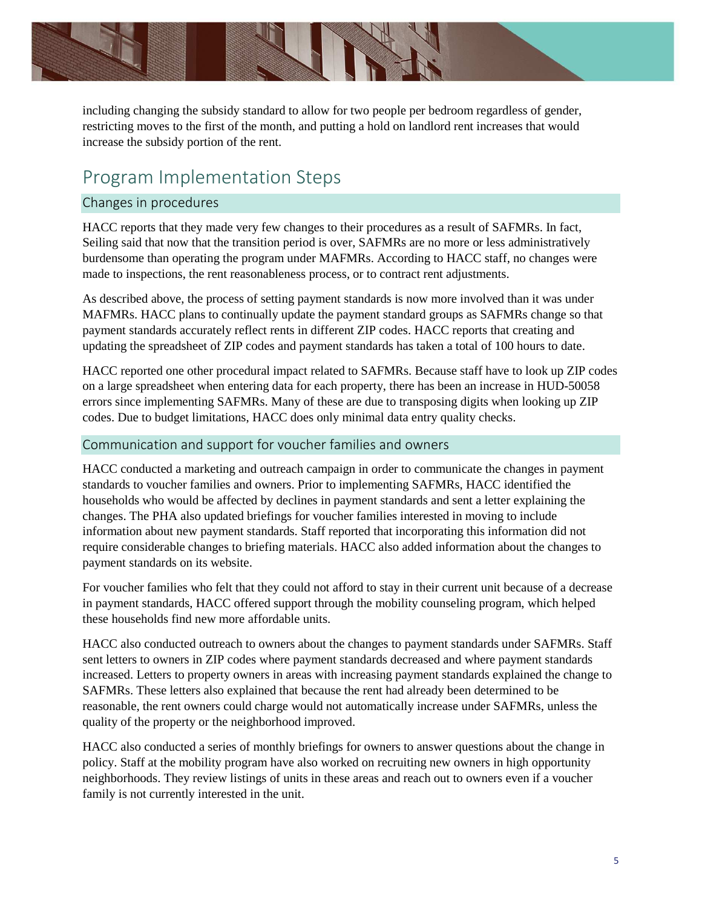including changing the subsidy standard to allow for two people per bedroom regardless of gender, restricting moves to the first of the month, and putting a hold on landlord rent increases that would increase the subsidy portion of the rent.

## Program Implementation Steps

### Changes in procedures

HACC reports that they made very few changes to their procedures as a result of SAFMRs. In fact, Seiling said that now that the transition period is over, SAFMRs are no more or less administratively burdensome than operating the program under MAFMRs. According to HACC staff, no changes were made to inspections, the rent reasonableness process, or to contract rent adjustments.

As described above, the process of setting payment standards is now more involved than it was under MAFMRs. HACC plans to continually update the payment standard groups as SAFMRs change so that payment standards accurately reflect rents in different ZIP codes. HACC reports that creating and updating the spreadsheet of ZIP codes and payment standards has taken a total of 100 hours to date.

HACC reported one other procedural impact related to SAFMRs. Because staff have to look up ZIP codes on a large spreadsheet when entering data for each property, there has been an increase in HUD-50058 errors since implementing SAFMRs. Many of these are due to transposing digits when looking up ZIP codes. Due to budget limitations, HACC does only minimal data entry quality checks.

### Communication and support for voucher families and owners

HACC conducted a marketing and outreach campaign in order to communicate the changes in payment standards to voucher families and owners. Prior to implementing SAFMRs, HACC identified the households who would be affected by declines in payment standards and sent a letter explaining the changes. The PHA also updated briefings for voucher families interested in moving to include information about new payment standards. Staff reported that incorporating this information did not require considerable changes to briefing materials. HACC also added information about the changes to payment standards on its website.

For voucher families who felt that they could not afford to stay in their current unit because of a decrease in payment standards, HACC offered support through the mobility counseling program, which helped these households find new more affordable units.

HACC also conducted outreach to owners about the changes to payment standards under SAFMRs. Staff sent letters to owners in ZIP codes where payment standards decreased and where payment standards increased. Letters to property owners in areas with increasing payment standards explained the change to SAFMRs. These letters also explained that because the rent had already been determined to be reasonable, the rent owners could charge would not automatically increase under SAFMRs, unless the quality of the property or the neighborhood improved.

HACC also conducted a series of monthly briefings for owners to answer questions about the change in policy. Staff at the mobility program have also worked on recruiting new owners in high opportunity neighborhoods. They review listings of units in these areas and reach out to owners even if a voucher family is not currently interested in the unit.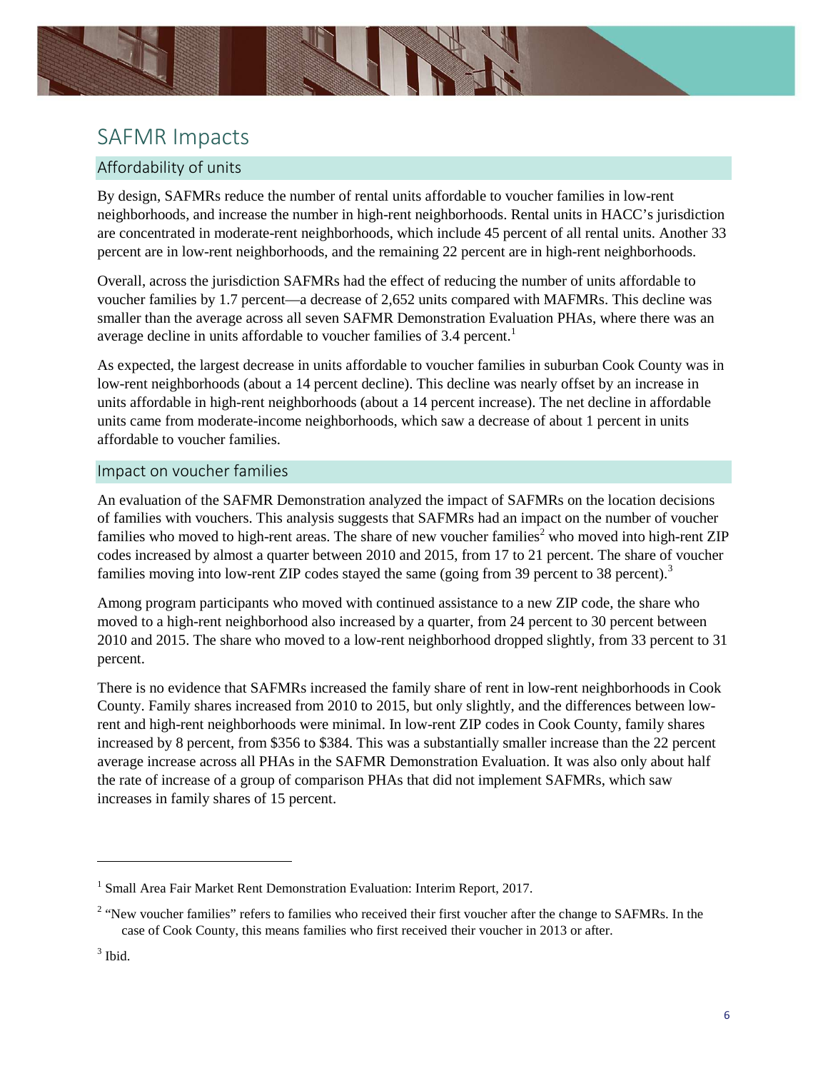# SAFMR Impacts

## Affordability of units

By design, SAFMRs reduce the number of rental units affordable to voucher families in low-rent neighborhoods, and increase the number in high-rent neighborhoods. Rental units in HACC's jurisdiction are concentrated in moderate-rent neighborhoods, which include 45 percent of all rental units. Another 33 percent are in low-rent neighborhoods, and the remaining 22 percent are in high-rent neighborhoods.

Overall, across the jurisdiction SAFMRs had the effect of reducing the number of units affordable to voucher families by 1.7 percent—a decrease of 2,652 units compared with MAFMRs. This decline was smaller than the average across all seven SAFMR Demonstration Evaluation PHAs, where there was an average decline in units affordable to voucher families of 3.4 percent.[1]

As expected, the largest decrease in units affordable to voucher families in suburban Cook County was in low-rent neighborhoods (about a 14 percent decline). This decline was nearly offset by an increase in units affordable in high-rent neighborhoods (about a 14 percent increase). The net decline in affordable units came from moderate-income neighborhoods, which saw a decrease of about 1 percent in units affordable to voucher families.

## Impact on voucher families

An evaluation of the SAFMR Demonstration analyzed the impact of SAFMRs on the location decisions of families with vouchers. This analysis suggests that SAFMRs had an impact on the number of voucher families who moved to high-rent areas. The share of new voucher families[2] who moved into high-rent ZIP codes increased by almost a quarter between 2010 and 2015, from 17 to 21 percent. The share of voucher families moving into low-rent ZIP codes stayed the same (going from 39 percent to 38 percent).[3]

Among program participants who moved with continued assistance to a new ZIP code, the share who moved to a high-rent neighborhood also increased by a quarter, from 24 percent to 30 percent between 2010 and 2015. The share who moved to a low-rent neighborhood dropped slightly, from 33 percent to 31 percent.

There is no evidence that SAFMRs increased the family share of rent in low-rent neighborhoods in Cook County. Family shares increased from 2010 to 2015, but only slightly, and the differences between low-rent and high-rent neighborhoods were minimal. In low-rent ZIP codes in Cook County, family shares increased by 8 percent, from $356 to $384. This was a substantially smaller increase than the 22 percent average increase across all PHAs in the SAFMR Demonstration Evaluation. It was also only about half the rate of increase of a group of comparison PHAs that did not implement SAFMRs, which saw increases in family shares of 15 percent.

---

[1] Small Area Fair Market Rent Demonstration Evaluation: Interim Report, 2017.

[2] "New voucher families" refers to families who received their first voucher after the change to SAFMRs. In the case of Cook County, this means families who first received their voucher in 2013 or after.

[3] Ibid.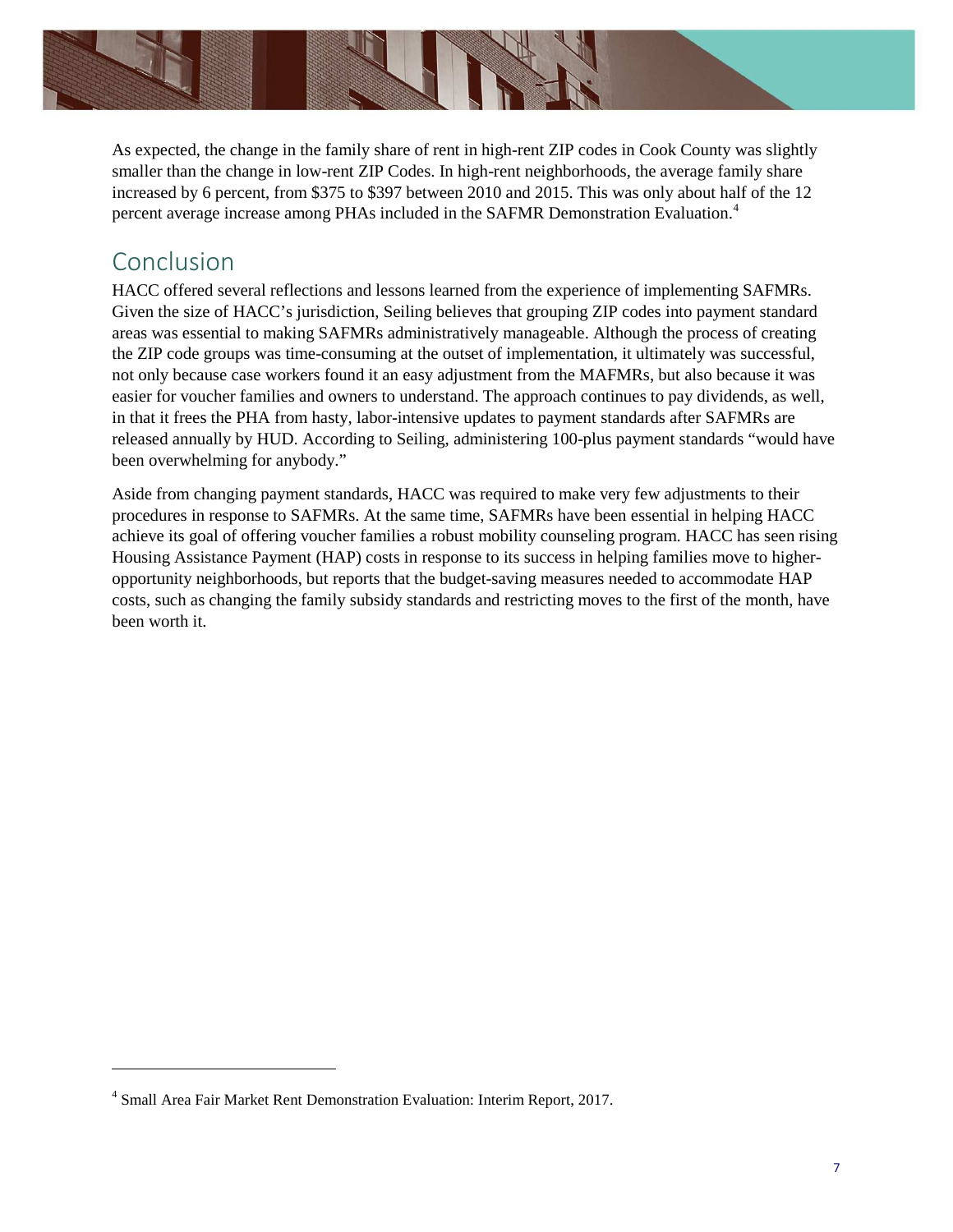As expected, the change in the family share of rent in high-rent ZIP codes in Cook County was slightly smaller than the change in low-rent ZIP Codes. In high-rent neighborhoods, the average family share increased by 6 percent, from $375 to $397 between 2010 and 2015. This was only about half of the 12 percent average increase among PHAs included in the SAFMR Demonstration Evaluation.[4]

## Conclusion

HACC offered several reflections and lessons learned from the experience of implementing SAFMRs. Given the size of HACC's jurisdiction, Seiling believes that grouping ZIP codes into payment standard areas was essential to making SAFMRs administratively manageable. Although the process of creating the ZIP code groups was time-consuming at the outset of implementation, it ultimately was successful, not only because case workers found it an easy adjustment from the MAFMRs, but also because it was easier for voucher families and owners to understand. The approach continues to pay dividends, as well, in that it frees the PHA from hasty, labor-intensive updates to payment standards after SAFMRs are released annually by HUD. According to Seiling, administering 100-plus payment standards "would have been overwhelming for anybody."

Aside from changing payment standards, HACC was required to make very few adjustments to their procedures in response to SAFMRs. At the same time, SAFMRs have been essential in helping HACC achieve its goal of offering voucher families a robust mobility counseling program. HACC has seen rising Housing Assistance Payment (HAP) costs in response to its success in helping families move to higher-opportunity neighborhoods, but reports that the budget-saving measures needed to accommodate HAP costs, such as changing the family subsidy standards and restricting moves to the first of the month, have been worth it.

---

[4] Small Area Fair Market Rent Demonstration Evaluation: Interim Report, 2017.